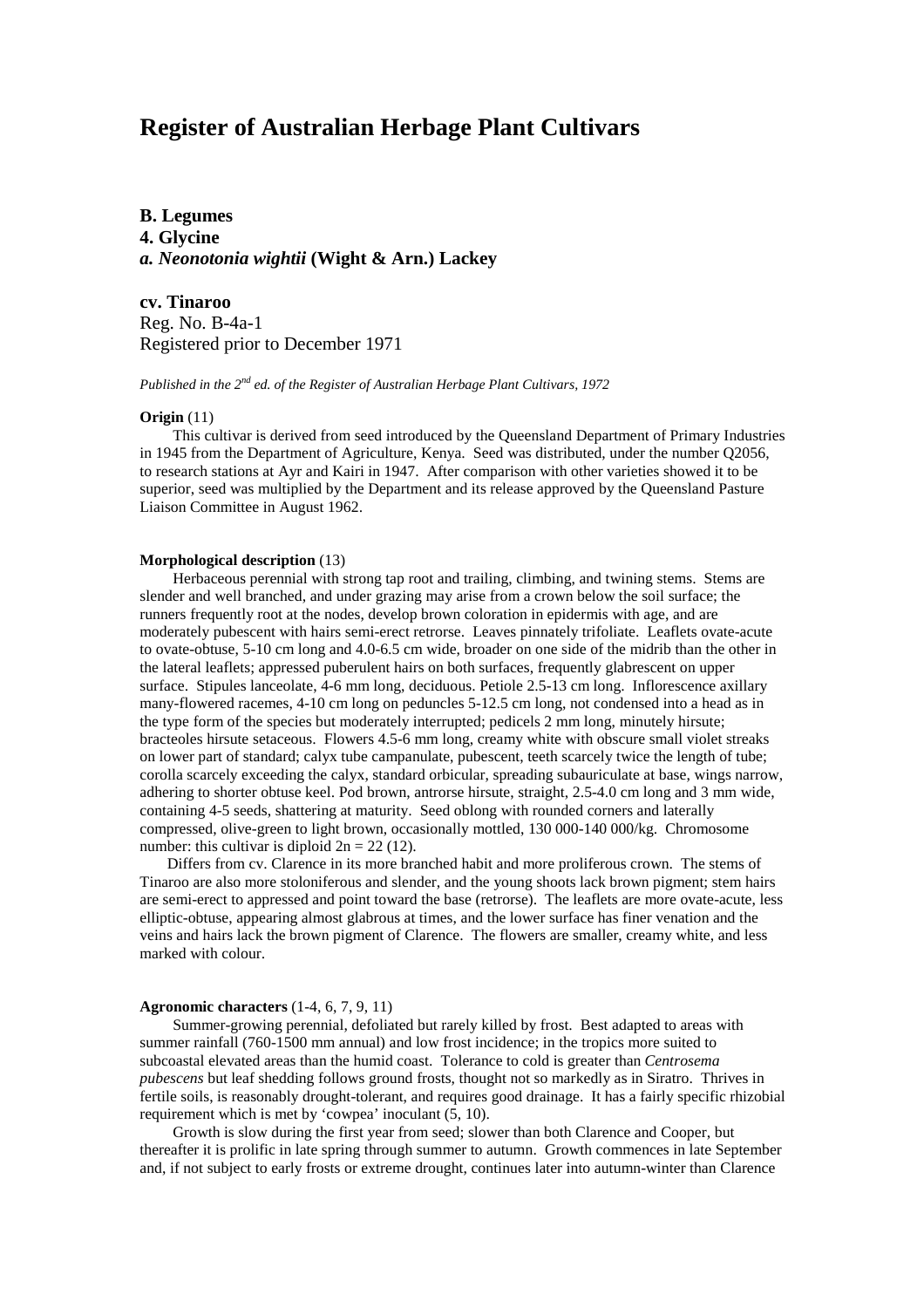# Register of Australian Herbage Plant Cultivars

**B. Legumes**
**4. Glycine**
***a. Neonotonia wightii* (Wight & Arn.) Lackey**

**cv. Tinaroo**
Reg. No. B-4a-1
Registered prior to December 1971

*Published in the 2nd ed. of the Register of Australian Herbage Plant Cultivars, 1972*

**Origin** (11)

This cultivar is derived from seed introduced by the Queensland Department of Primary Industries in 1945 from the Department of Agriculture, Kenya. Seed was distributed, under the number Q2056, to research stations at Ayr and Kairi in 1947. After comparison with other varieties showed it to be superior, seed was multiplied by the Department and its release approved by the Queensland Pasture Liaison Committee in August 1962.

**Morphological description** (13)

Herbaceous perennial with strong tap root and trailing, climbing, and twining stems. Stems are slender and well branched, and under grazing may arise from a crown below the soil surface; the runners frequently root at the nodes, develop brown coloration in epidermis with age, and are moderately pubescent with hairs semi-erect retrorse. Leaves pinnately trifoliate. Leaflets ovate-acute to ovate-obtuse, 5-10 cm long and 4.0-6.5 cm wide, broader on one side of the midrib than the other in the lateral leaflets; appressed puberulent hairs on both surfaces, frequently glabrescent on upper surface. Stipules lanceolate, 4-6 mm long, deciduous. Petiole 2.5-13 cm long. Inflorescence axillary many-flowered racemes, 4-10 cm long on peduncles 5-12.5 cm long, not condensed into a head as in the type form of the species but moderately interrupted; pedicels 2 mm long, minutely hirsute; bracteoles hirsute setaceous. Flowers 4.5-6 mm long, creamy white with obscure small violet streaks on lower part of standard; calyx tube campanulate, pubescent, teeth scarcely twice the length of tube; corolla scarcely exceeding the calyx, standard orbicular, spreading subauriculate at base, wings narrow, adhering to shorter obtuse keel. Pod brown, antrorse hirsute, straight, 2.5-4.0 cm long and 3 mm wide, containing 4-5 seeds, shattering at maturity. Seed oblong with rounded corners and laterally compressed, olive-green to light brown, occasionally mottled, 130 000-140 000/kg. Chromosome number: this cultivar is diploid $2n = 22$ (12).

Differs from cv. Clarence in its more branched habit and more proliferous crown. The stems of Tinaroo are also more stoloniferous and slender, and the young shoots lack brown pigment; stem hairs are semi-erect to appressed and point toward the base (retrorse). The leaflets are more ovate-acute, less elliptic-obtuse, appearing almost glabrous at times, and the lower surface has finer venation and the veins and hairs lack the brown pigment of Clarence. The flowers are smaller, creamy white, and less marked with colour.

**Agronomic characters** (1-4, 6, 7, 9, 11)

Summer-growing perennial, defoliated but rarely killed by frost. Best adapted to areas with summer rainfall (760-1500 mm annual) and low frost incidence; in the tropics more suited to subcoastal elevated areas than the humid coast. Tolerance to cold is greater than *Centrosema pubescens* but leaf shedding follows ground frosts, thought not so markedly as in Siratro. Thrives in fertile soils, is reasonably drought-tolerant, and requires good drainage. It has a fairly specific rhizobial requirement which is met by 'cowpea' inoculant (5, 10).

Growth is slow during the first year from seed; slower than both Clarence and Cooper, but thereafter it is prolific in late spring through summer to autumn. Growth commences in late September and, if not subject to early frosts or extreme drought, continues later into autumn-winter than Clarence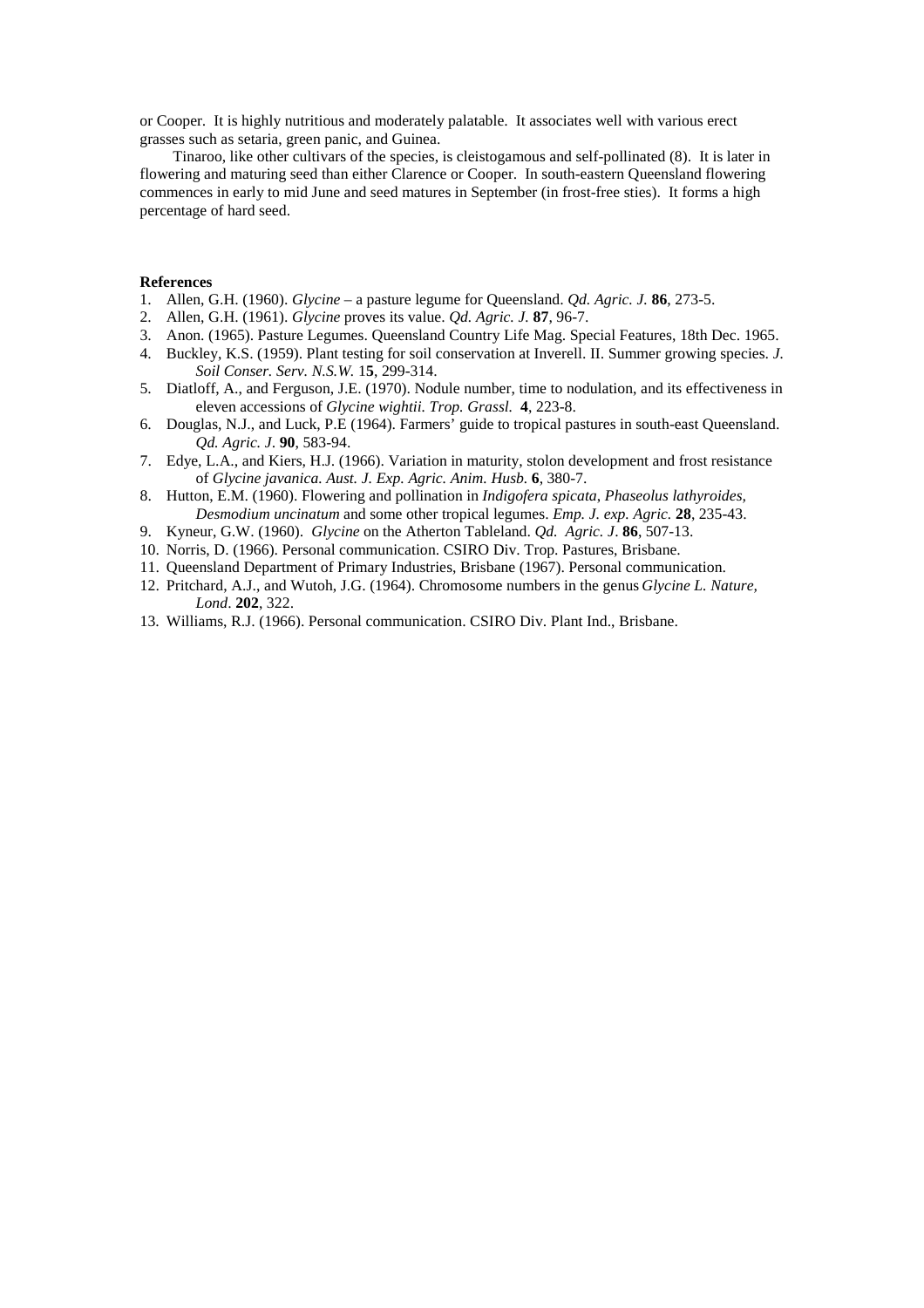or Cooper. It is highly nutritious and moderately palatable. It associates well with various erect grasses such as setaria, green panic, and Guinea.

Tinaroo, like other cultivars of the species, is cleistogamous and self-pollinated (8). It is later in flowering and maturing seed than either Clarence or Cooper. In south-eastern Queensland flowering commences in early to mid June and seed matures in September (in frost-free sties). It forms a high percentage of hard seed.

**References**

1. Allen, G.H. (1960). *Glycine* – a pasture legume for Queensland. *Qd. Agric. J.* **86**, 273-5.
2. Allen, G.H. (1961). *Glycine* proves its value. *Qd. Agric. J.* **87**, 96-7.
3. Anon. (1965). Pasture Legumes. Queensland Country Life Mag. Special Features, 18th Dec. 1965.
4. Buckley, K.S. (1959). Plant testing for soil conservation at Inverell. II. Summer growing species. *J. Soil Conser. Serv. N.S.W.* 1**5**, 299-314.
5. Diatloff, A., and Ferguson, J.E. (1970). Nodule number, time to nodulation, and its effectiveness in eleven accessions of *Glycine wightii*. *Trop. Grassl.* **4**, 223-8.
6. Douglas, N.J., and Luck, P.E (1964). Farmers' guide to tropical pastures in south-east Queensland. *Qd. Agric. J*. **90**, 583-94.
7. Edye, L.A., and Kiers, H.J. (1966). Variation in maturity, stolon development and frost resistance of *Glycine javanica. Aust. J. Exp. Agric. Anim. Husb*. **6**, 380-7.
8. Hutton, E.M. (1960). Flowering and pollination in *Indigofera spicata, Phaseolus lathyroides, Desmodium uncinatum* and some other tropical legumes. *Emp. J. exp. Agric.* **28**, 235-43.
9. Kyneur, G.W. (1960). *Glycine* on the Atherton Tableland. *Qd. Agric. J*. **86**, 507-13.
10. Norris, D. (1966). Personal communication. CSIRO Div. Trop. Pastures, Brisbane.
11. Queensland Department of Primary Industries, Brisbane (1967). Personal communication.
12. Pritchard, A.J., and Wutoh, J.G. (1964). Chromosome numbers in the genus *Glycine L. Nature, Lond*. **202**, 322.
13. Williams, R.J. (1966). Personal communication. CSIRO Div. Plant Ind., Brisbane.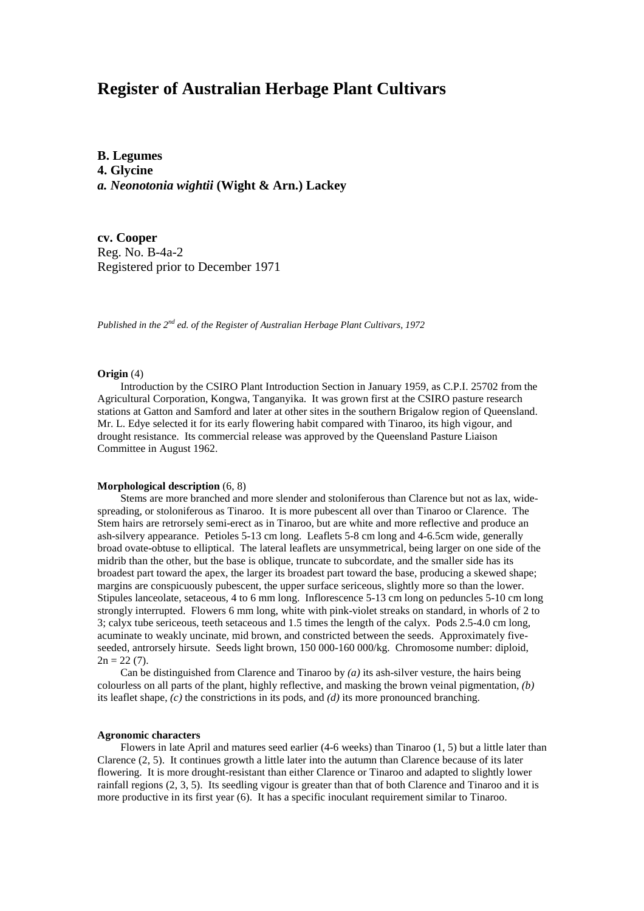# Register of Australian Herbage Plant Cultivars

**B. Legumes**
**4. Glycine**
***a. Neonotonia wightii* (Wight & Arn.) Lackey**

**cv. Cooper**
Reg. No. B-4a-2
Registered prior to December 1971

*Published in the 2nd ed. of the Register of Australian Herbage Plant Cultivars, 1972*

**Origin** (4)

Introduction by the CSIRO Plant Introduction Section in January 1959, as C.P.I. 25702 from the Agricultural Corporation, Kongwa, Tanganyika. It was grown first at the CSIRO pasture research stations at Gatton and Samford and later at other sites in the southern Brigalow region of Queensland. Mr. L. Edye selected it for its early flowering habit compared with Tinaroo, its high vigour, and drought resistance. Its commercial release was approved by the Queensland Pasture Liaison Committee in August 1962.

**Morphological description** (6, 8)

Stems are more branched and more slender and stoloniferous than Clarence but not as lax, wide-spreading, or stoloniferous as Tinaroo. It is more pubescent all over than Tinaroo or Clarence. The Stem hairs are retrorsely semi-erect as in Tinaroo, but are white and more reflective and produce an ash-silvery appearance. Petioles 5-13 cm long. Leaflets 5-8 cm long and 4-6.5cm wide, generally broad ovate-obtuse to elliptical. The lateral leaflets are unsymmetrical, being larger on one side of the midrib than the other, but the base is oblique, truncate to subcordate, and the smaller side has its broadest part toward the apex, the larger its broadest part toward the base, producing a skewed shape; margins are conspicuously pubescent, the upper surface sericeous, slightly more so than the lower. Stipules lanceolate, setaceous, 4 to 6 mm long. Inflorescence 5-13 cm long on peduncles 5-10 cm long strongly interrupted. Flowers 6 mm long, white with pink-violet streaks on standard, in whorls of 2 to 3; calyx tube sericeous, teeth setaceous and 1.5 times the length of the calyx. Pods 2.5-4.0 cm long, acuminate to weakly uncinate, mid brown, and constricted between the seeds. Approximately five-seeded, antrorsely hirsute. Seeds light brown, 150 000-160 000/kg. Chromosome number: diploid, $2n = 22$ (7).

Can be distinguished from Clarence and Tinaroo by *(a)* its ash-silver vesture, the hairs being colourless on all parts of the plant, highly reflective, and masking the brown veinal pigmentation, *(b)* its leaflet shape, *(c)* the constrictions in its pods, and *(d)* its more pronounced branching.

**Agronomic characters**

Flowers in late April and matures seed earlier (4-6 weeks) than Tinaroo (1, 5) but a little later than Clarence (2, 5). It continues growth a little later into the autumn than Clarence because of its later flowering. It is more drought-resistant than either Clarence or Tinaroo and adapted to slightly lower rainfall regions (2, 3, 5). Its seedling vigour is greater than that of both Clarence and Tinaroo and it is more productive in its first year (6). It has a specific inoculant requirement similar to Tinaroo.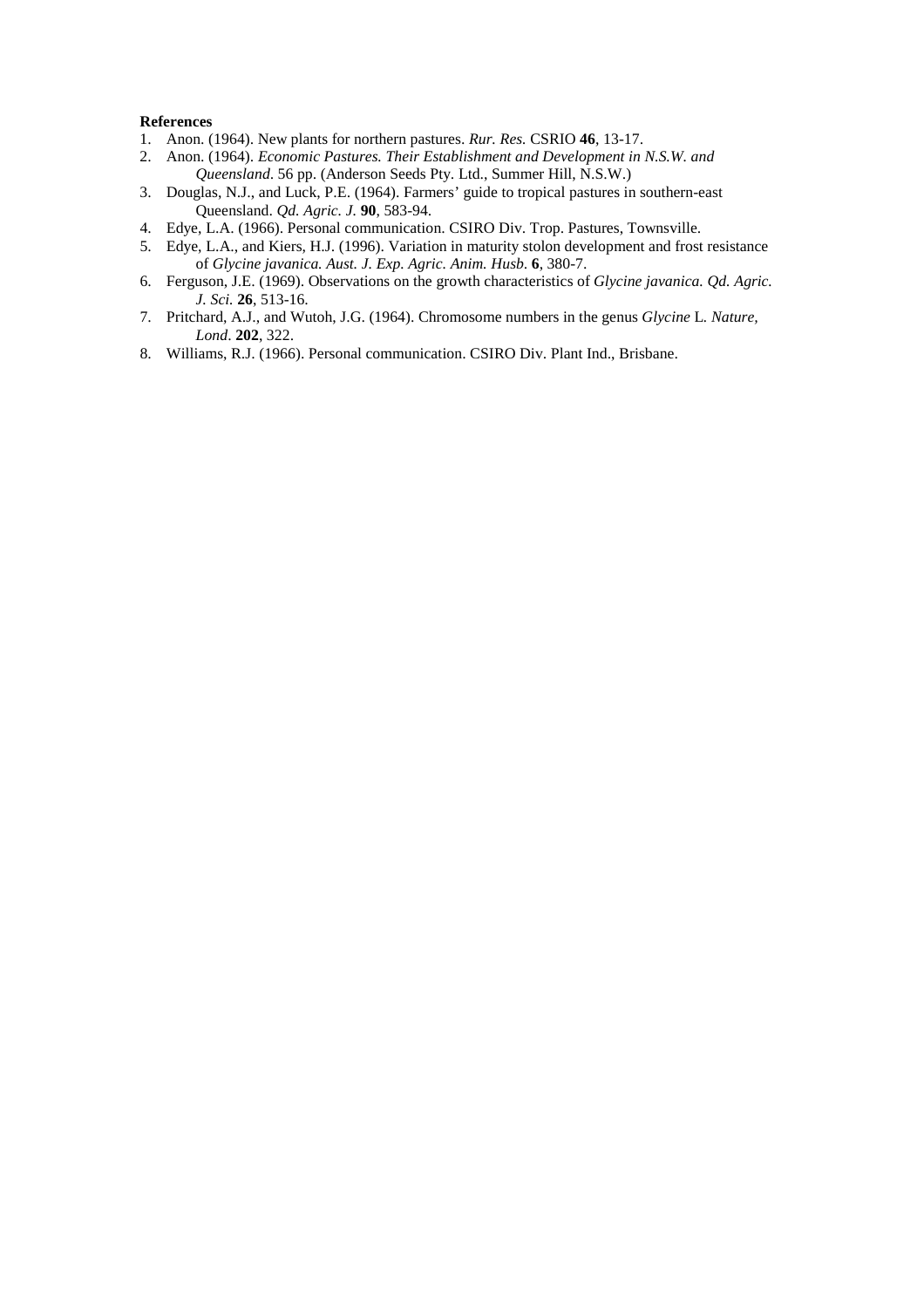**References**

1. Anon. (1964). New plants for northern pastures. *Rur. Res.* CSRIO **46**, 13-17.
2. Anon. (1964). *Economic Pastures. Their Establishment and Development in N.S.W. and Queensland*. 56 pp. (Anderson Seeds Pty. Ltd., Summer Hill, N.S.W.)
3. Douglas, N.J., and Luck, P.E. (1964). Farmers' guide to tropical pastures in southern-east Queensland. *Qd. Agric. J.* **90**, 583-94.
4. Edye, L.A. (1966). Personal communication. CSIRO Div. Trop. Pastures, Townsville.
5. Edye, L.A., and Kiers, H.J. (1996). Variation in maturity stolon development and frost resistance of *Glycine javanica. Aust. J. Exp. Agric. Anim. Husb.* **6**, 380-7.
6. Ferguson, J.E. (1969). Observations on the growth characteristics of *Glycine javanica. Qd. Agric. J. Sci.* **26**, 513-16.
7. Pritchard, A.J., and Wutoh, J.G. (1964). Chromosome numbers in the genus *Glycine* L. *Nature, Lond*. **202**, 322.
8. Williams, R.J. (1966). Personal communication. CSIRO Div. Plant Ind., Brisbane.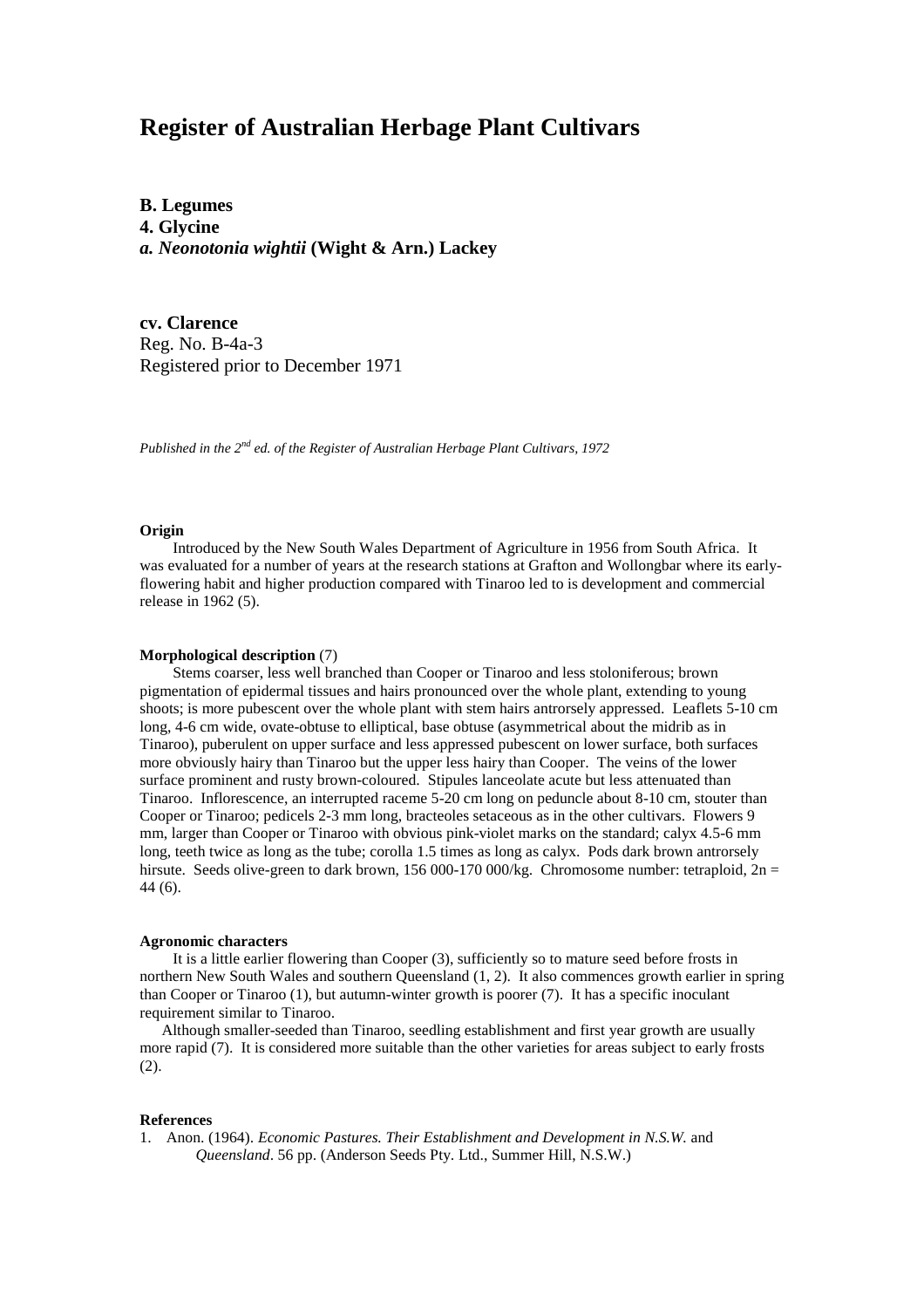# Register of Australian Herbage Plant Cultivars

**B. Legumes**
**4. Glycine**
***a. Neonotonia wightii* (Wight & Arn.) Lackey**

**cv. Clarence**
Reg. No. B-4a-3
Registered prior to December 1971

*Published in the 2nd ed. of the Register of Australian Herbage Plant Cultivars, 1972*

**Origin**

Introduced by the New South Wales Department of Agriculture in 1956 from South Africa. It was evaluated for a number of years at the research stations at Grafton and Wollongbar where its early-flowering habit and higher production compared with Tinaroo led to is development and commercial release in 1962 (5).

**Morphological description** (7)

Stems coarser, less well branched than Cooper or Tinaroo and less stoloniferous; brown pigmentation of epidermal tissues and hairs pronounced over the whole plant, extending to young shoots; is more pubescent over the whole plant with stem hairs antrorsely appressed. Leaflets 5-10 cm long, 4-6 cm wide, ovate-obtuse to elliptical, base obtuse (asymmetrical about the midrib as in Tinaroo), puberulent on upper surface and less appressed pubescent on lower surface, both surfaces more obviously hairy than Tinaroo but the upper less hairy than Cooper. The veins of the lower surface prominent and rusty brown-coloured. Stipules lanceolate acute but less attenuated than Tinaroo. Inflorescence, an interrupted raceme 5-20 cm long on peduncle about 8-10 cm, stouter than Cooper or Tinaroo; pedicels 2-3 mm long, bracteoles setaceous as in the other cultivars. Flowers 9 mm, larger than Cooper or Tinaroo with obvious pink-violet marks on the standard; calyx 4.5-6 mm long, teeth twice as long as the tube; corolla 1.5 times as long as calyx. Pods dark brown antrorsely hirsute. Seeds olive-green to dark brown, 156 000-170 000/kg. Chromosome number: tetraploid, $2n = 44$ (6).

**Agronomic characters**

It is a little earlier flowering than Cooper (3), sufficiently so to mature seed before frosts in northern New South Wales and southern Queensland (1, 2). It also commences growth earlier in spring than Cooper or Tinaroo (1), but autumn-winter growth is poorer (7). It has a specific inoculant requirement similar to Tinaroo.

Although smaller-seeded than Tinaroo, seedling establishment and first year growth are usually more rapid (7). It is considered more suitable than the other varieties for areas subject to early frosts (2).

**References**

1. Anon. (1964). *Economic Pastures. Their Establishment and Development in N.S.W.* and *Queensland*. 56 pp. (Anderson Seeds Pty. Ltd., Summer Hill, N.S.W.)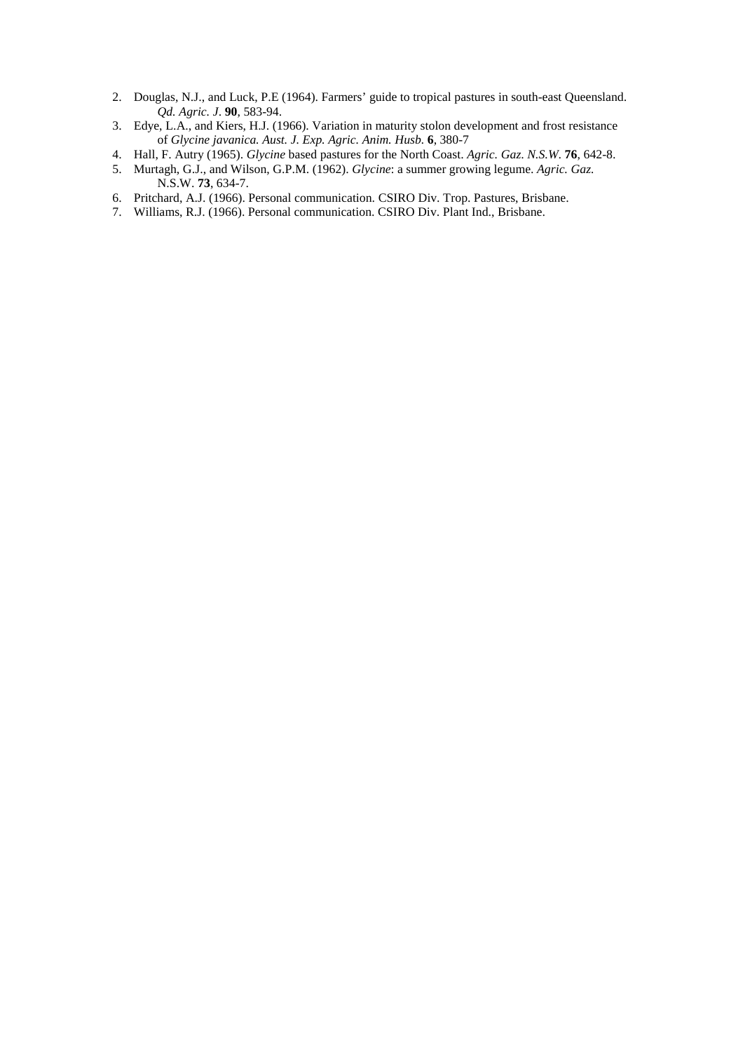2. Douglas, N.J., and Luck, P.E (1964). Farmers' guide to tropical pastures in south-east Queensland. *Qd. Agric. J*. **90**, 583-94.
3. Edye, L.A., and Kiers, H.J. (1966). Variation in maturity stolon development and frost resistance of *Glycine javanica. Aust. J. Exp. Agric. Anim. Husb*. **6**, 380-7
4. Hall, F. Autry (1965). *Glycine* based pastures for the North Coast. *Agric. Gaz. N.S.W*. **76**, 642-8.
5. Murtagh, G.J., and Wilson, G.P.M. (1962). *Glycine*: a summer growing legume. *Agric. Gaz.* N.S.W. **73**, 634-7.
6. Pritchard, A.J. (1966). Personal communication. CSIRO Div. Trop. Pastures, Brisbane.
7. Williams, R.J. (1966). Personal communication. CSIRO Div. Plant Ind., Brisbane.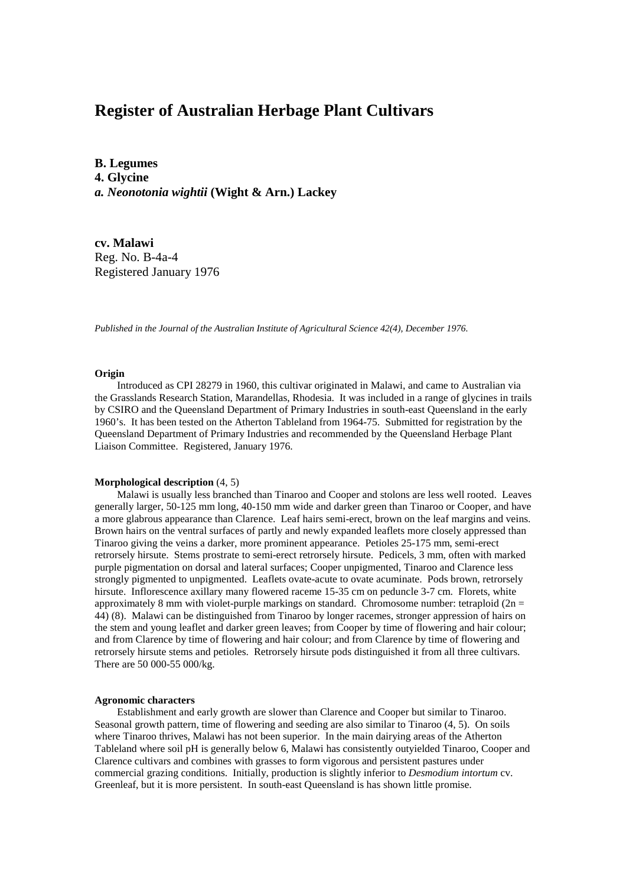# Register of Australian Herbage Plant Cultivars

**B. Legumes**
**4. Glycine**
***a. Neonotonia wightii* (Wight & Arn.) Lackey**

**cv. Malawi**
Reg. No. B-4a-4
Registered January 1976

*Published in the Journal of the Australian Institute of Agricultural Science 42(4), December 1976.*

**Origin**

Introduced as CPI 28279 in 1960, this cultivar originated in Malawi, and came to Australian via the Grasslands Research Station, Marandellas, Rhodesia. It was included in a range of glycines in trails by CSIRO and the Queensland Department of Primary Industries in south-east Queensland in the early 1960's. It has been tested on the Atherton Tableland from 1964-75. Submitted for registration by the Queensland Department of Primary Industries and recommended by the Queensland Herbage Plant Liaison Committee. Registered, January 1976.

**Morphological description** (4, 5)

Malawi is usually less branched than Tinaroo and Cooper and stolons are less well rooted. Leaves generally larger, 50-125 mm long, 40-150 mm wide and darker green than Tinaroo or Cooper, and have a more glabrous appearance than Clarence. Leaf hairs semi-erect, brown on the leaf margins and veins. Brown hairs on the ventral surfaces of partly and newly expanded leaflets more closely appressed than Tinaroo giving the veins a darker, more prominent appearance. Petioles 25-175 mm, semi-erect retrorsely hirsute. Stems prostrate to semi-erect retrorsely hirsute. Pedicels, 3 mm, often with marked purple pigmentation on dorsal and lateral surfaces; Cooper unpigmented, Tinaroo and Clarence less strongly pigmented to unpigmented. Leaflets ovate-acute to ovate acuminate. Pods brown, retrorsely hirsute. Inflorescence axillary many flowered raceme 15-35 cm on peduncle 3-7 cm. Florets, white approximately 8 mm with violet-purple markings on standard. Chromosome number: tetraploid ($2n = 44$) (8). Malawi can be distinguished from Tinaroo by longer racemes, stronger appression of hairs on the stem and young leaflet and darker green leaves; from Cooper by time of flowering and hair colour; and from Clarence by time of flowering and hair colour; and from Clarence by time of flowering and retrorsely hirsute stems and petioles. Retrorsely hirsute pods distinguished it from all three cultivars. There are 50 000-55 000/kg.

**Agronomic characters**

Establishment and early growth are slower than Clarence and Cooper but similar to Tinaroo. Seasonal growth pattern, time of flowering and seeding are also similar to Tinaroo (4, 5). On soils where Tinaroo thrives, Malawi has not been superior. In the main dairying areas of the Atherton Tableland where soil pH is generally below 6, Malawi has consistently outyielded Tinaroo, Cooper and Clarence cultivars and combines with grasses to form vigorous and persistent pastures under commercial grazing conditions. Initially, production is slightly inferior to *Desmodium intortum* cv. Greenleaf, but it is more persistent. In south-east Queensland is has shown little promise.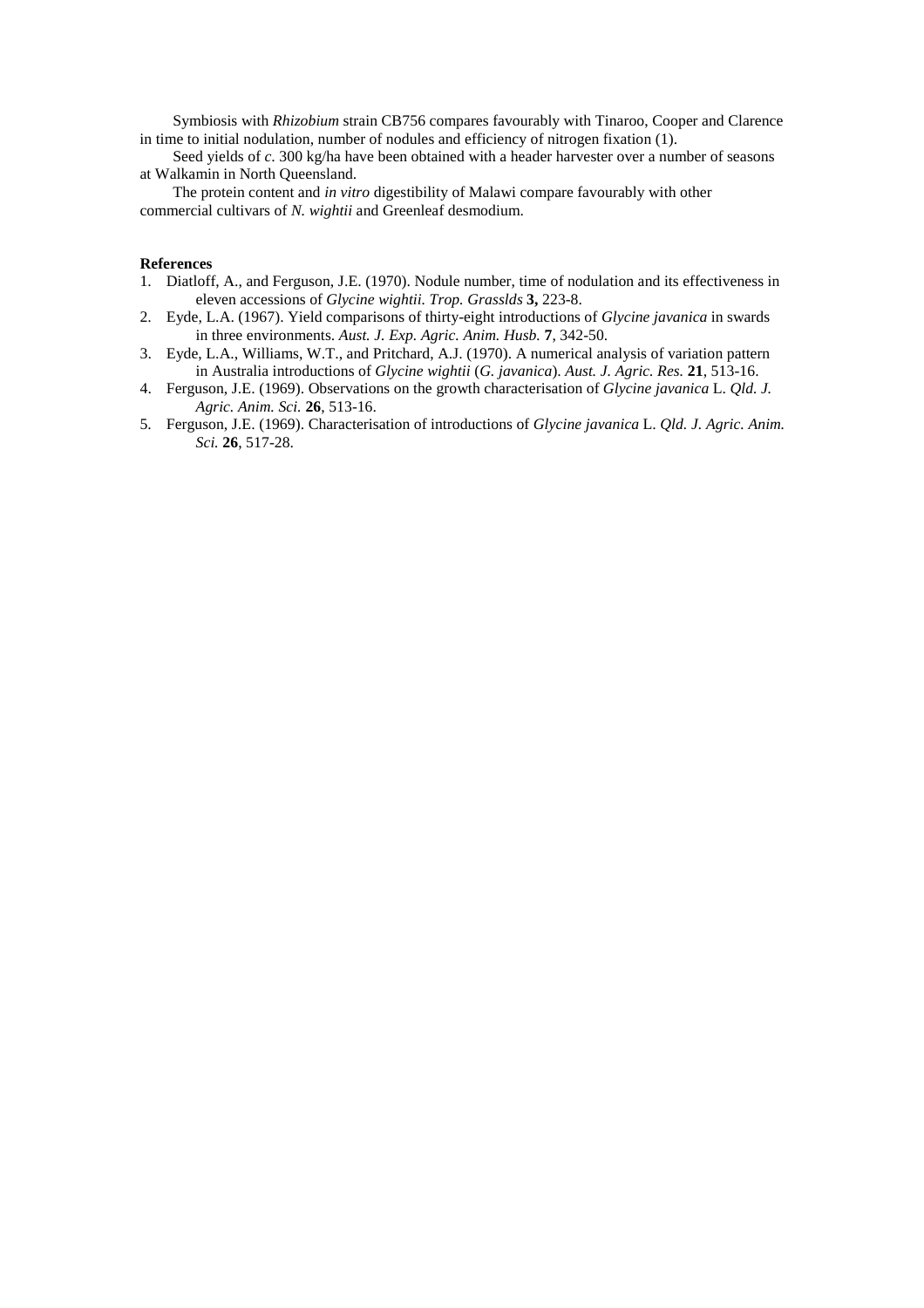Symbiosis with *Rhizobium* strain CB756 compares favourably with Tinaroo, Cooper and Clarence in time to initial nodulation, number of nodules and efficiency of nitrogen fixation (1).

Seed yields of *c*. 300 kg/ha have been obtained with a header harvester over a number of seasons at Walkamin in North Queensland.

The protein content and *in vitro* digestibility of Malawi compare favourably with other commercial cultivars of *N. wightii* and Greenleaf desmodium.

**References**

1. Diatloff, A., and Ferguson, J.E. (1970). Nodule number, time of nodulation and its effectiveness in eleven accessions of *Glycine wightii. Trop. Grasslds* **3,** 223-8.
2. Eyde, L.A. (1967). Yield comparisons of thirty-eight introductions of *Glycine javanica* in swards in three environments. *Aust. J. Exp. Agric. Anim. Husb.* **7**, 342-50.
3. Eyde, L.A., Williams, W.T., and Pritchard, A.J. (1970). A numerical analysis of variation pattern in Australia introductions of *Glycine wightii* (*G. javanica*). *Aust. J. Agric. Res.* **21**, 513-16.
4. Ferguson, J.E. (1969). Observations on the growth characterisation of *Glycine javanica* L. *Qld. J. Agric. Anim. Sci.* **26**, 513-16.
5. Ferguson, J.E. (1969). Characterisation of introductions of *Glycine javanica* L. *Qld. J. Agric. Anim. Sci.* **26**, 517-28.